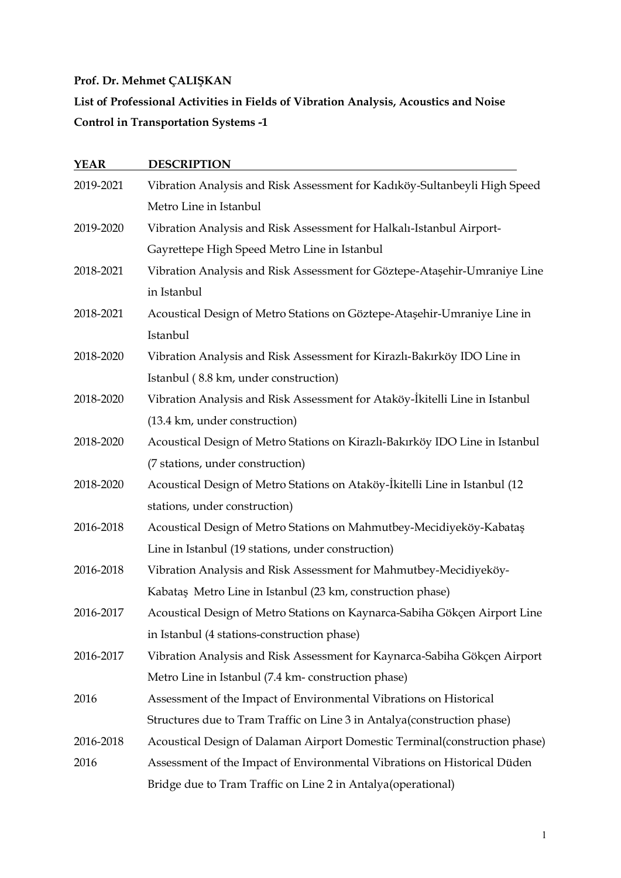**Prof. Dr. Mehmet ÇALIŞKAN**

**List of Professional Activities in Fields of Vibration Analysis, Acoustics and Noise Control in Transportation Systems -1**

| YEAR | DESCRIPTION |
|---|---|
| 2019-2021 | Vibration Analysis and Risk Assessment for Kadıköy-Sultanbeyli High Speed Metro Line in Istanbul |
| 2019-2020 | Vibration Analysis and Risk Assessment for Halkalı-Istanbul Airport-Gayrettepe High Speed Metro Line in Istanbul |
| 2018-2021 | Vibration Analysis and Risk Assessment for Göztepe-Ataşehir-Umraniye Line in Istanbul |
| 2018-2021 | Acoustical Design of Metro Stations on Göztepe-Ataşehir-Umraniye Line in Istanbul |
| 2018-2020 | Vibration Analysis and Risk Assessment for Kirazlı-Bakırköy IDO Line in Istanbul ( 8.8 km, under construction) |
| 2018-2020 | Vibration Analysis and Risk Assessment for Ataköy-İkitelli Line in Istanbul (13.4 km, under construction) |
| 2018-2020 | Acoustical Design of Metro Stations on Kirazlı-Bakırköy IDO Line in Istanbul (7 stations, under construction) |
| 2018-2020 | Acoustical Design of Metro Stations on Ataköy-İkitelli Line in Istanbul (12 stations, under construction) |
| 2016-2018 | Acoustical Design of Metro Stations on Mahmutbey-Mecidiyeköy-Kabataş Line in Istanbul (19 stations, under construction) |
| 2016-2018 | Vibration Analysis and Risk Assessment for Mahmutbey-Mecidiyeköy-Kabataş Metro Line in Istanbul (23 km, construction phase) |
| 2016-2017 | Acoustical Design of Metro Stations on Kaynarca-Sabiha Gökçen Airport Line in Istanbul (4 stations-construction phase) |
| 2016-2017 | Vibration Analysis and Risk Assessment for Kaynarca-Sabiha Gökçen Airport Metro Line in Istanbul (7.4 km- construction phase) |
| 2016 | Assessment of the Impact of Environmental Vibrations on Historical Structures due to Tram Traffic on Line 3 in Antalya(construction phase) |
| 2016-2018 | Acoustical Design of Dalaman Airport Domestic Terminal(construction phase) |
| 2016 | Assessment of the Impact of Environmental Vibrations on Historical Düden Bridge due to Tram Traffic on Line 2 in Antalya(operational) |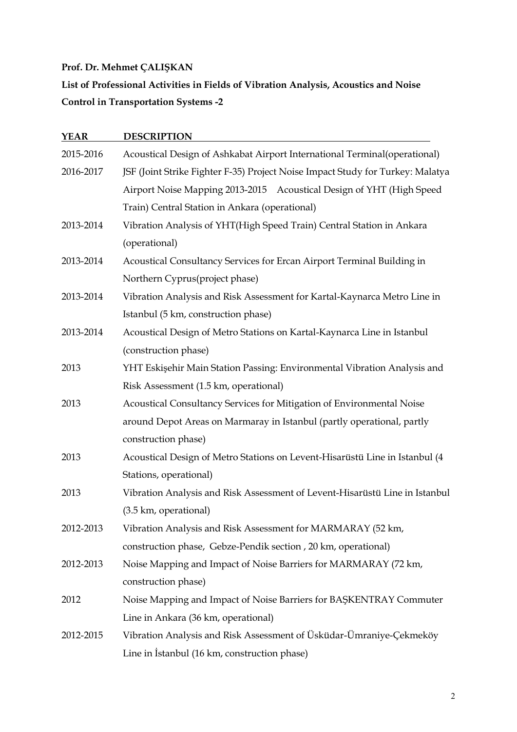**Prof. Dr. Mehmet ÇALIŞKAN**

**List of Professional Activities in Fields of Vibration Analysis, Acoustics and Noise Control in Transportation Systems -2**

| YEAR | DESCRIPTION |
|---|---|
| 2015-2016 | Acoustical Design of Ashkabat Airport International Terminal(operational) |
| 2016-2017 | JSF (Joint Strike Fighter F-35) Project Noise Impact Study for Turkey: Malatya Airport Noise Mapping 2013-2015 Acoustical Design of YHT (High Speed Train) Central Station in Ankara (operational) |
| 2013-2014 | Vibration Analysis of YHT(High Speed Train) Central Station in Ankara (operational) |
| 2013-2014 | Acoustical Consultancy Services for Ercan Airport Terminal Building in Northern Cyprus(project phase) |
| 2013-2014 | Vibration Analysis and Risk Assessment for Kartal-Kaynarca Metro Line in Istanbul (5 km, construction phase) |
| 2013-2014 | Acoustical Design of Metro Stations on Kartal-Kaynarca Line in Istanbul (construction phase) |
| 2013 | YHT Eskişehir Main Station Passing: Environmental Vibration Analysis and Risk Assessment (1.5 km, operational) |
| 2013 | Acoustical Consultancy Services for Mitigation of Environmental Noise around Depot Areas on Marmaray in Istanbul (partly operational, partly construction phase) |
| 2013 | Acoustical Design of Metro Stations on Levent-Hisarüstü Line in Istanbul (4 Stations, operational) |
| 2013 | Vibration Analysis and Risk Assessment of Levent-Hisarüstü Line in Istanbul (3.5 km, operational) |
| 2012-2013 | Vibration Analysis and Risk Assessment for MARMARAY (52 km, construction phase, Gebze-Pendik section , 20 km, operational) |
| 2012-2013 | Noise Mapping and Impact of Noise Barriers for MARMARAY (72 km, construction phase) |
| 2012 | Noise Mapping and Impact of Noise Barriers for BAŞKENTRAY Commuter Line in Ankara (36 km, operational) |
| 2012-2015 | Vibration Analysis and Risk Assessment of Üsküdar-Ümraniye-Çekmeköy Line in İstanbul (16 km, construction phase) |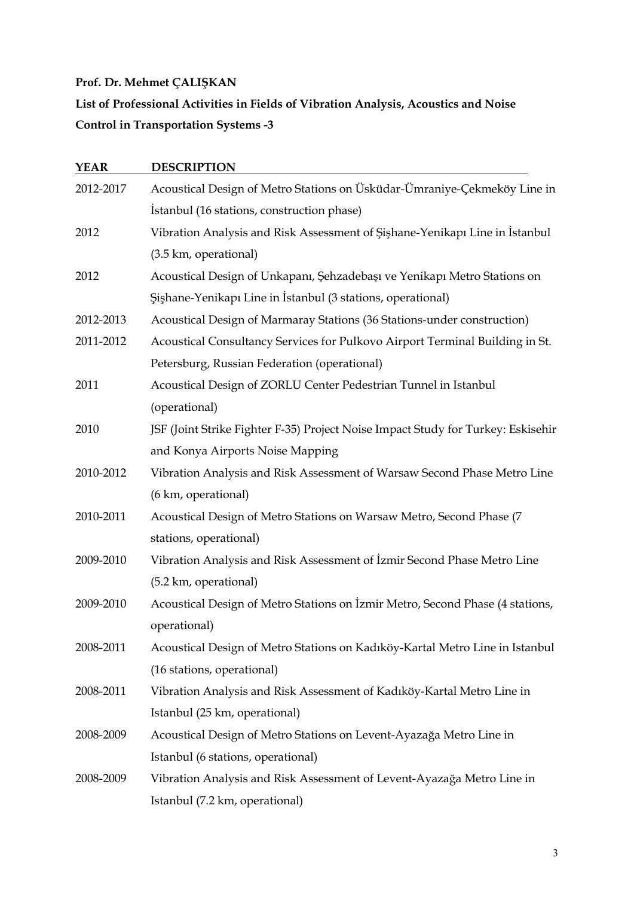**Prof. Dr. Mehmet ÇALIŞKAN**

**List of Professional Activities in Fields of Vibration Analysis, Acoustics and Noise Control in Transportation Systems -3**

| YEAR | DESCRIPTION |
|---|---|
| 2012-2017 | Acoustical Design of Metro Stations on Üsküdar-Ümraniye-Çekmeköy Line in İstanbul (16 stations, construction phase) |
| 2012 | Vibration Analysis and Risk Assessment of Şişhane-Yenikapı Line in İstanbul (3.5 km, operational) |
| 2012 | Acoustical Design of Unkapanı, Şehzadebaşı ve Yenikapı Metro Stations on Şişhane-Yenikapı Line in İstanbul (3 stations, operational) |
| 2012-2013 | Acoustical Design of Marmaray Stations (36 Stations-under construction) |
| 2011-2012 | Acoustical Consultancy Services for Pulkovo Airport Terminal Building in St. Petersburg, Russian Federation (operational) |
| 2011 | Acoustical Design of ZORLU Center Pedestrian Tunnel in Istanbul (operational) |
| 2010 | JSF (Joint Strike Fighter F-35) Project Noise Impact Study for Turkey: Eskisehir and Konya Airports Noise Mapping |
| 2010-2012 | Vibration Analysis and Risk Assessment of Warsaw Second Phase Metro Line (6 km, operational) |
| 2010-2011 | Acoustical Design of Metro Stations on Warsaw Metro, Second Phase (7 stations, operational) |
| 2009-2010 | Vibration Analysis and Risk Assessment of İzmir Second Phase Metro Line (5.2 km, operational) |
| 2009-2010 | Acoustical Design of Metro Stations on İzmir Metro, Second Phase (4 stations, operational) |
| 2008-2011 | Acoustical Design of Metro Stations on Kadıköy-Kartal Metro Line in Istanbul (16 stations, operational) |
| 2008-2011 | Vibration Analysis and Risk Assessment of Kadıköy-Kartal Metro Line in Istanbul (25 km, operational) |
| 2008-2009 | Acoustical Design of Metro Stations on Levent-Ayazağa Metro Line in Istanbul (6 stations, operational) |
| 2008-2009 | Vibration Analysis and Risk Assessment of Levent-Ayazağa Metro Line in Istanbul (7.2 km, operational) |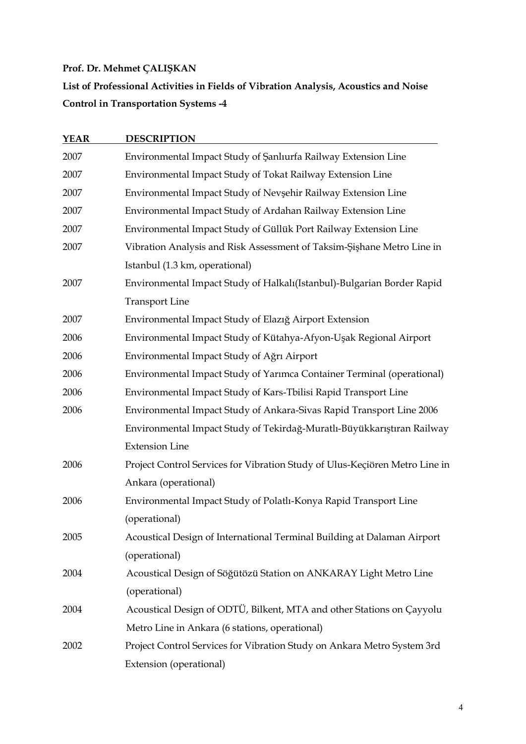**Prof. Dr. Mehmet ÇALIŞKAN**

**List of Professional Activities in Fields of Vibration Analysis, Acoustics and Noise Control in Transportation Systems -4**

| YEAR | DESCRIPTION |
|---|---|
| 2007 | Environmental Impact Study of Şanlıurfa Railway Extension Line |
| 2007 | Environmental Impact Study of Tokat Railway Extension Line |
| 2007 | Environmental Impact Study of Nevşehir Railway Extension Line |
| 2007 | Environmental Impact Study of Ardahan Railway Extension Line |
| 2007 | Environmental Impact Study of Güllük Port Railway Extension Line |
| 2007 | Vibration Analysis and Risk Assessment of Taksim-Şişhane Metro Line in Istanbul (1.3 km, operational) |
| 2007 | Environmental Impact Study of Halkalı(Istanbul)-Bulgarian Border Rapid Transport Line |
| 2007 | Environmental Impact Study of Elazığ Airport Extension |
| 2006 | Environmental Impact Study of Kütahya-Afyon-Uşak Regional Airport |
| 2006 | Environmental Impact Study of Ağrı Airport |
| 2006 | Environmental Impact Study of Yarımca Container Terminal (operational) |
| 2006 | Environmental Impact Study of Kars-Tbilisi Rapid Transport Line |
| 2006 | Environmental Impact Study of Ankara-Sivas Rapid Transport Line 2006 Environmental Impact Study of Tekirdağ-Muratlı-Büyükkarıştıran Railway Extension Line |
| 2006 | Project Control Services for Vibration Study of Ulus-Keçiören Metro Line in Ankara (operational) |
| 2006 | Environmental Impact Study of Polatlı-Konya Rapid Transport Line (operational) |
| 2005 | Acoustical Design of International Terminal Building at Dalaman Airport (operational) |
| 2004 | Acoustical Design of Söğütözü Station on ANKARAY Light Metro Line (operational) |
| 2004 | Acoustical Design of ODTÜ, Bilkent, MTA and other Stations on Çayyolu Metro Line in Ankara (6 stations, operational) |
| 2002 | Project Control Services for Vibration Study on Ankara Metro System 3rd Extension (operational) |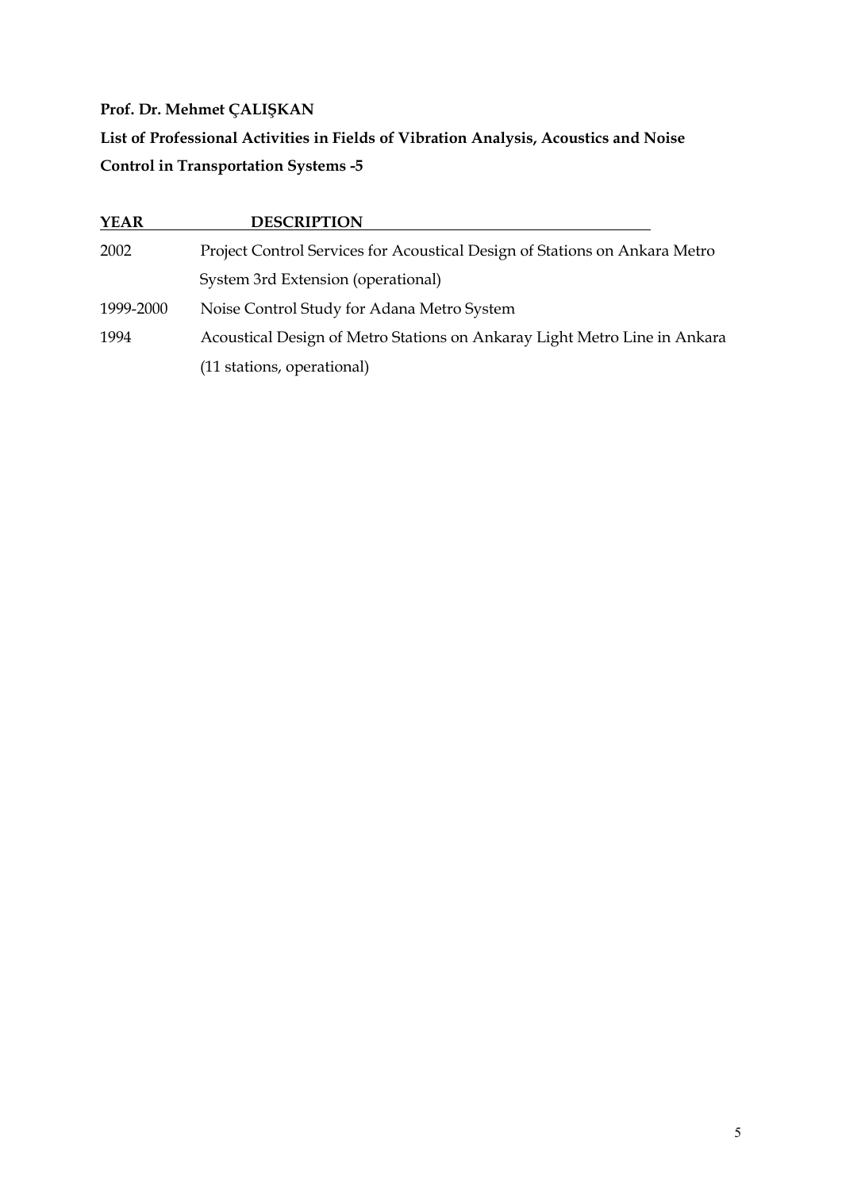**Prof. Dr. Mehmet ÇALIŞKAN**

**List of Professional Activities in Fields of Vibration Analysis, Acoustics and Noise Control in Transportation Systems -5**

| YEAR | DESCRIPTION |
|---|---|
| 2002 | Project Control Services for Acoustical Design of Stations on Ankara Metro System 3rd Extension (operational) |
| 1999-2000 | Noise Control Study for Adana Metro System |
| 1994 | Acoustical Design of Metro Stations on Ankaray Light Metro Line in Ankara (11 stations, operational) |